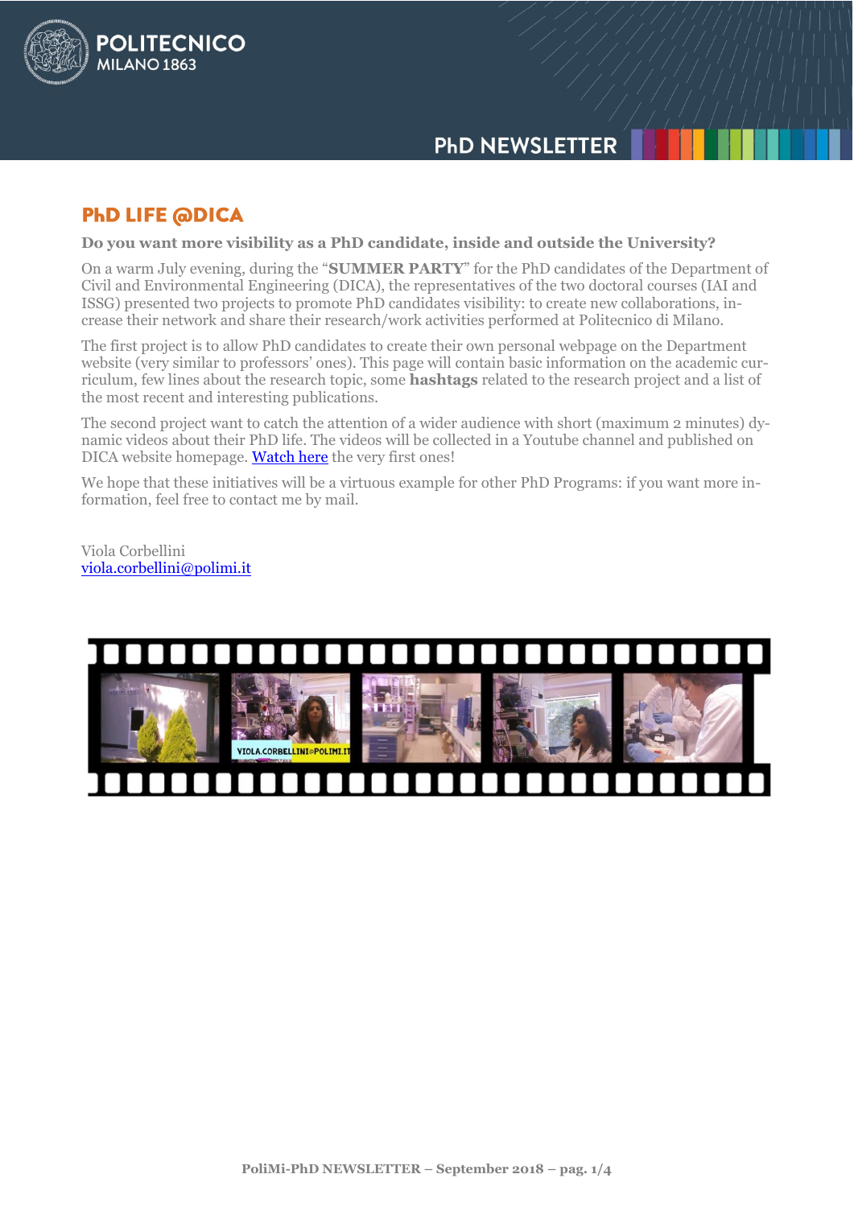## PhD LIFE @DICA

**Do you want more visibility as a PhD candidate, inside and outside the University?**

On a warm July evening, during the "**SUMMER PARTY**" for the PhD candidates of the Department of Civil and Environmental Engineering (DICA), the representatives of the two doctoral courses (IAI and ISSG) presented two projects to promote PhD candidates visibility: to create new collaborations, increase their network and share their research/work activities performed at Politecnico di Milano.

The first project is to allow PhD candidates to create their own personal webpage on the Department website (very similar to professors' ones). This page will contain basic information on the academic curriculum, few lines about the research topic, some **hashtags** related to the research project and a list of the most recent and interesting publications.

The second project want to catch the attention of a wider audience with short (maximum 2 minutes) dynamic videos about their PhD life. The videos will be collected in a Youtube channel and published on DICA website homepage. Watch here the very first ones!

We hope that these initiatives will be a virtuous example for other PhD Programs: if you want more information, feel free to contact me by mail.

Viola Corbellini
viola.corbellini@polimi.it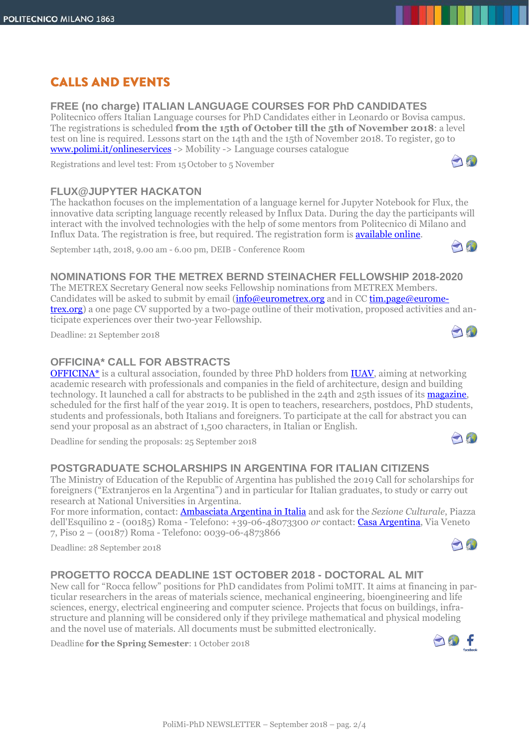# CALLS AND EVENTS

## FREE (no charge) ITALIAN LANGUAGE COURSES FOR PhD CANDIDATES

Politecnico offers Italian Language courses for PhD Candidates either in Leonardo or Bovisa campus. The registrations is scheduled **from the 15th of October till the 5th of November 2018**: a level test on line is required. Lessons start on the 14th and the 15th of November 2018. To register, go to www.polimi.it/onlineservices -> Mobility -> Language courses catalogue

Registrations and level test: From 15 October to 5 November

## FLUX@JUPYTER HACKATON

The hackathon focuses on the implementation of a language kernel for Jupyter Notebook for Flux, the innovative data scripting language recently released by Influx Data. During the day the participants will interact with the involved technologies with the help of some mentors from Politecnico di Milano and Influx Data. The registration is free, but required. The registration form is available online.

September 14th, 2018, 9.00 am - 6.00 pm, DEIB - Conference Room

## NOMINATIONS FOR THE METREX BERND STEINACHER FELLOWSHIP 2018-2020

The METREX Secretary General now seeks Fellowship nominations from METREX Members. Candidates will be asked to submit by email (info@eurometrex.org and in CC tim.page@eurometrex.org) a one page CV supported by a two-page outline of their motivation, proposed activities and anticipate experiences over their two-year Fellowship.

Deadline: 21 September 2018

## OFFICINA* CALL FOR ABSTRACTS

OFFICINA* is a cultural association, founded by three PhD holders from IUAV, aiming at networking academic research with professionals and companies in the field of architecture, design and building technology. It launched a call for abstracts to be published in the 24th and 25th issues of its magazine, scheduled for the first half of the year 2019. It is open to teachers, researchers, postdocs, PhD students, students and professionals, both Italians and foreigners. To participate at the call for abstract you can send your proposal as an abstract of 1,500 characters, in Italian or English.

Deadline for sending the proposals: 25 September 2018

## POSTGRADUATE SCHOLARSHIPS IN ARGENTINA FOR ITALIAN CITIZENS

The Ministry of Education of the Republic of Argentina has published the 2019 Call for scholarships for foreigners ("Extranjeros en la Argentina") and in particular for Italian graduates, to study or carry out research at National Universities in Argentina.
For more information, contact: Ambasciata Argentina in Italia and ask for the *Sezione Culturale*, Piazza dell'Esquilino 2 - (00185) Roma - Telefono: +39-06-48073300 *or* contact: Casa Argentina, Via Veneto 7, Piso 2 – (00187) Roma - Telefono: 0039-06-4873866

Deadline: 28 September 2018

## PROGETTO ROCCA DEADLINE 1ST OCTOBER 2018 - DOCTORAL AL MIT

New call for "Rocca fellow" positions for PhD candidates from Polimi toMIT. It aims at financing in particular researchers in the areas of materials science, mechanical engineering, bioengineering and life sciences, energy, electrical engineering and computer science. Projects that focus on buildings, infrastructure and planning will be considered only if they privilege mathematical and physical modeling and the novel use of materials. All documents must be submitted electronically.

Deadline **for the Spring Semester**: 1 October 2018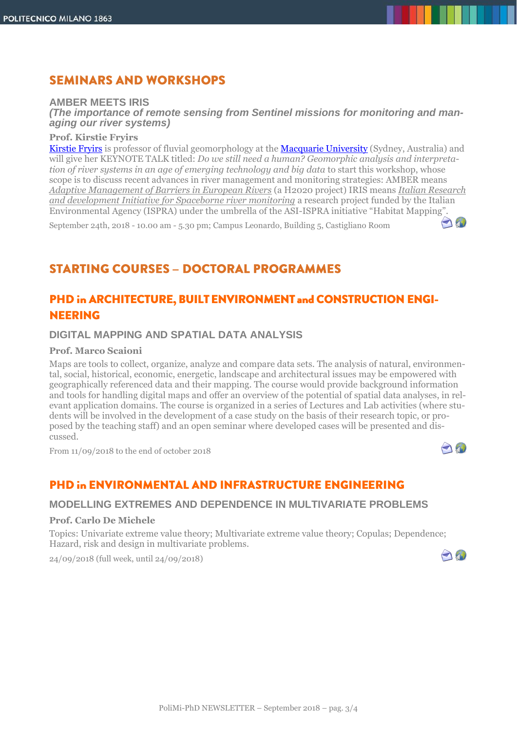## SEMINARS AND WORKSHOPS

### AMBER MEETS IRIS

***(The importance of remote sensing from Sentinel missions for monitoring and managing our river systems)***

**Prof. Kirstie Fryirs**

Kirstie Fryirs is professor of fluvial geomorphology at the Macquarie University (Sydney, Australia) and will give her KEYNOTE TALK titled: *Do we still need a human? Geomorphic analysis and interpretation of river systems in an age of emerging technology and big data* to start this workshop, whose scope is to discuss recent advances in river management and monitoring strategies: AMBER means *Adaptive Management of Barriers in European Rivers* (a H2020 project) IRIS means *Italian Research and development Initiative for Spaceborne river monitoring* a research project funded by the Italian Environmental Agency (ISPRA) under the umbrella of the ASI-ISPRA initiative "Habitat Mapping".

September 24th, 2018 - 10.00 am - 5.30 pm; Campus Leonardo, Building 5, Castigliano Room

## STARTING COURSES – DOCTORAL PROGRAMMES

## PHD in ARCHITECTURE, BUILT ENVIRONMENT and CONSTRUCTION ENGINEERING

### DIGITAL MAPPING AND SPATIAL DATA ANALYSIS

**Prof. Marco Scaioni**

Maps are tools to collect, organize, analyze and compare data sets. The analysis of natural, environmental, social, historical, economic, energetic, landscape and architectural issues may be empowered with geographically referenced data and their mapping. The course would provide background information and tools for handling digital maps and offer an overview of the potential of spatial data analyses, in relevant application domains. The course is organized in a series of Lectures and Lab activities (where students will be involved in the development of a case study on the basis of their research topic, or proposed by the teaching staff) and an open seminar where developed cases will be presented and discussed.

From 11/09/2018 to the end of october 2018

## PHD in ENVIRONMENTAL AND INFRASTRUCTURE ENGINEERING

### MODELLING EXTREMES AND DEPENDENCE IN MULTIVARIATE PROBLEMS

**Prof. Carlo De Michele**

Topics: Univariate extreme value theory; Multivariate extreme value theory; Copulas; Dependence; Hazard, risk and design in multivariate problems.

24/09/2018 (full week, until 24/09/2018)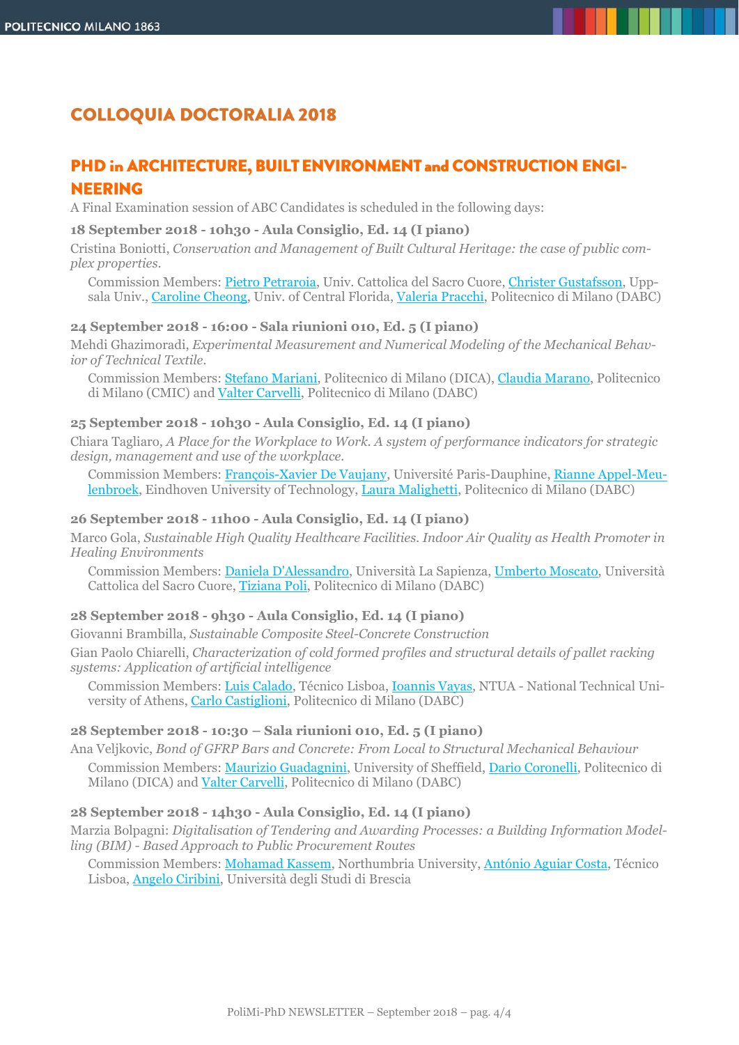# COLLOQUIA DOCTORALIA 2018

## PHD in ARCHITECTURE, BUILT ENVIRONMENT and CONSTRUCTION ENGINEERING

A Final Examination session of ABC Candidates is scheduled in the following days:

**18 September 2018 - 10h30 - Aula Consiglio, Ed. 14 (I piano)**

Cristina Boniotti, *Conservation and Management of Built Cultural Heritage: the case of public complex properties.*

Commission Members: Pietro Petraroia, Univ. Cattolica del Sacro Cuore, Christer Gustafsson, Uppsala Univ., Caroline Cheong, Univ. of Central Florida, Valeria Pracchi, Politecnico di Milano (DABC)

**24 September 2018 - 16:00 - Sala riunioni 010, Ed. 5 (I piano)**

Mehdi Ghazimoradi, *Experimental Measurement and Numerical Modeling of the Mechanical Behavior of Technical Textile.*

Commission Members: Stefano Mariani, Politecnico di Milano (DICA), Claudia Marano, Politecnico di Milano (CMIC) and Valter Carvelli, Politecnico di Milano (DABC)

**25 September 2018 - 10h30 - Aula Consiglio, Ed. 14 (I piano)**

Chiara Tagliaro, *A Place for the Workplace to Work. A system of performance indicators for strategic design, management and use of the workplace.*

Commission Members: François-Xavier De Vaujany, Université Paris-Dauphine, Rianne Appel-Meulenbroek, Eindhoven University of Technology, Laura Malighetti, Politecnico di Milano (DABC)

**26 September 2018 - 11h00 - Aula Consiglio, Ed. 14 (I piano)**

Marco Gola, *Sustainable High Quality Healthcare Facilities. Indoor Air Quality as Health Promoter in Healing Environments*

Commission Members: Daniela D'Alessandro, Università La Sapienza, Umberto Moscato, Università Cattolica del Sacro Cuore, Tiziana Poli, Politecnico di Milano (DABC)

**28 September 2018 - 9h30 - Aula Consiglio, Ed. 14 (I piano)**

Giovanni Brambilla, *Sustainable Composite Steel-Concrete Construction*

Gian Paolo Chiarelli, *Characterization of cold formed profiles and structural details of pallet racking systems: Application of artificial intelligence*

Commission Members: Luis Calado, Técnico Lisboa, Ioannis Vayas, NTUA - National Technical University of Athens, Carlo Castiglioni, Politecnico di Milano (DABC)

**28 September 2018 - 10:30 – Sala riunioni 010, Ed. 5 (I piano)**

Ana Veljkovic, *Bond of GFRP Bars and Concrete: From Local to Structural Mechanical Behaviour*

Commission Members: Maurizio Guadagnini, University of Sheffield, Dario Coronelli, Politecnico di Milano (DICA) and Valter Carvelli, Politecnico di Milano (DABC)

**28 September 2018 - 14h30 - Aula Consiglio, Ed. 14 (I piano)**

Marzia Bolpagni: *Digitalisation of Tendering and Awarding Processes: a Building Information Modelling (BIM) - Based Approach to Public Procurement Routes*

Commission Members: Mohamad Kassem, Northumbria University, António Aguiar Costa, Técnico Lisboa, Angelo Ciribini, Università degli Studi di Brescia